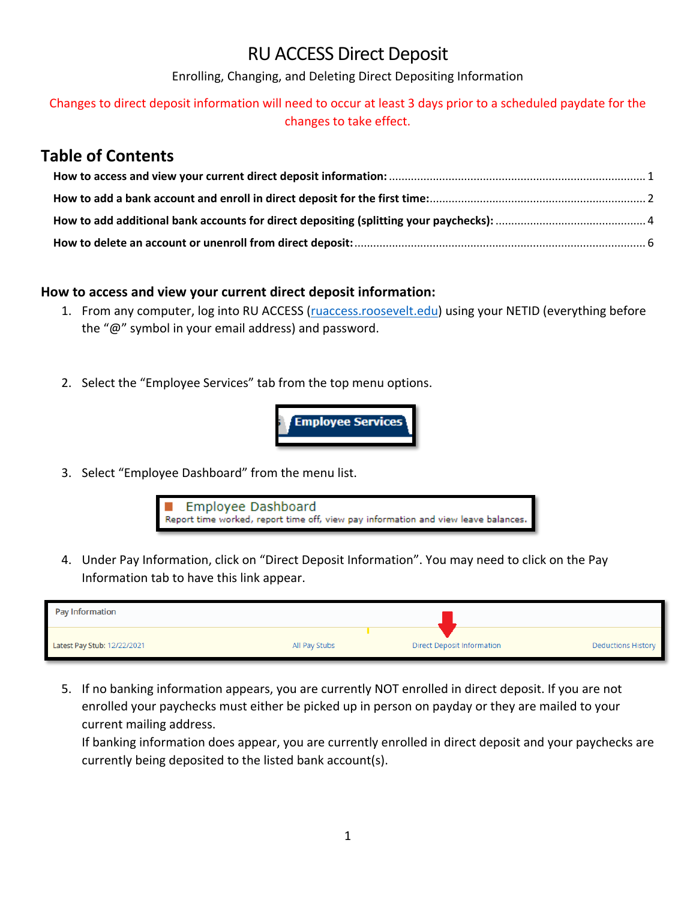# RU ACCESS Direct Deposit

Enrolling, Changing, and Deleting Direct Depositing Information

Changes to direct deposit information will need to occur at least 3 days prior to a scheduled paydate for the changes to take effect.

## Table of Contents

**How to access and view your current direct deposit information:** ..... 1

**How to add a bank account and enroll in direct deposit for the first time:** ..... 2

**How to add additional bank accounts for direct depositing (splitting your paychecks):** ..... 4

**How to delete an account or unenroll from direct deposit:** ..... 6

### How to access and view your current direct deposit information:

1. From any computer, log into RU ACCESS (ruaccess.roosevelt.edu) using your NETID (everything before the "@" symbol in your email address) and password.

2. Select the "Employee Services" tab from the top menu options.

3. Select "Employee Dashboard" from the menu list.

4. Under Pay Information, click on "Direct Deposit Information". You may need to click on the Pay Information tab to have this link appear.

5. If no banking information appears, you are currently NOT enrolled in direct deposit. If you are not enrolled your paychecks must either be picked up in person on payday or they are mailed to your current mailing address.
   If banking information does appear, you are currently enrolled in direct deposit and your paychecks are currently being deposited to the listed bank account(s).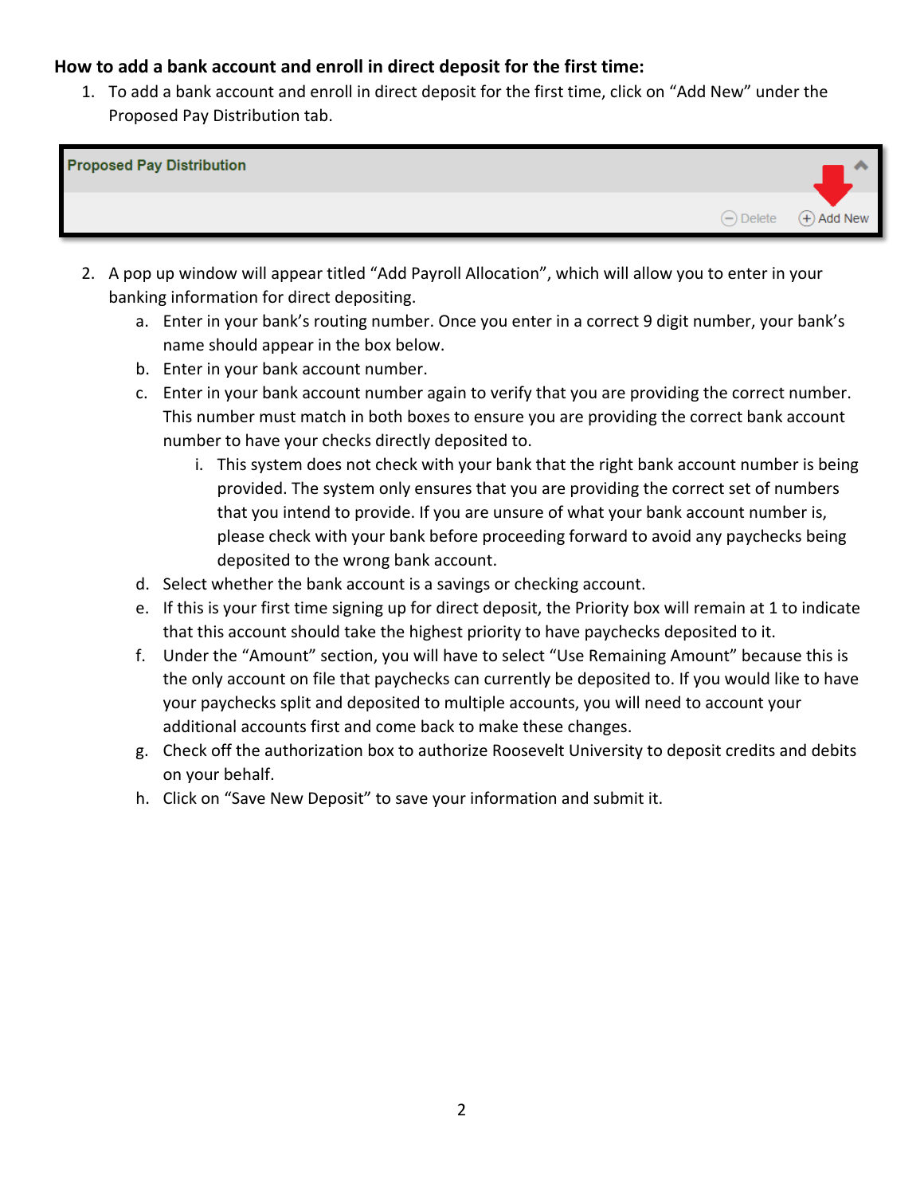**How to add a bank account and enroll in direct deposit for the first time:**

1. To add a bank account and enroll in direct deposit for the first time, click on "Add New" under the Proposed Pay Distribution tab.

2. A pop up window will appear titled "Add Payroll Allocation", which will allow you to enter in your banking information for direct depositing.
    a. Enter in your bank's routing number. Once you enter in a correct 9 digit number, your bank's name should appear in the box below.
    b. Enter in your bank account number.
    c. Enter in your bank account number again to verify that you are providing the correct number. This number must match in both boxes to ensure you are providing the correct bank account number to have your checks directly deposited to.
        i. This system does not check with your bank that the right bank account number is being provided. The system only ensures that you are providing the correct set of numbers that you intend to provide. If you are unsure of what your bank account number is, please check with your bank before proceeding forward to avoid any paychecks being deposited to the wrong bank account.
    d. Select whether the bank account is a savings or checking account.
    e. If this is your first time signing up for direct deposit, the Priority box will remain at 1 to indicate that this account should take the highest priority to have paychecks deposited to it.
    f. Under the "Amount" section, you will have to select "Use Remaining Amount" because this is the only account on file that paychecks can currently be deposited to. If you would like to have your paychecks split and deposited to multiple accounts, you will need to account your additional accounts first and come back to make these changes.
    g. Check off the authorization box to authorize Roosevelt University to deposit credits and debits on your behalf.
    h. Click on "Save New Deposit" to save your information and submit it.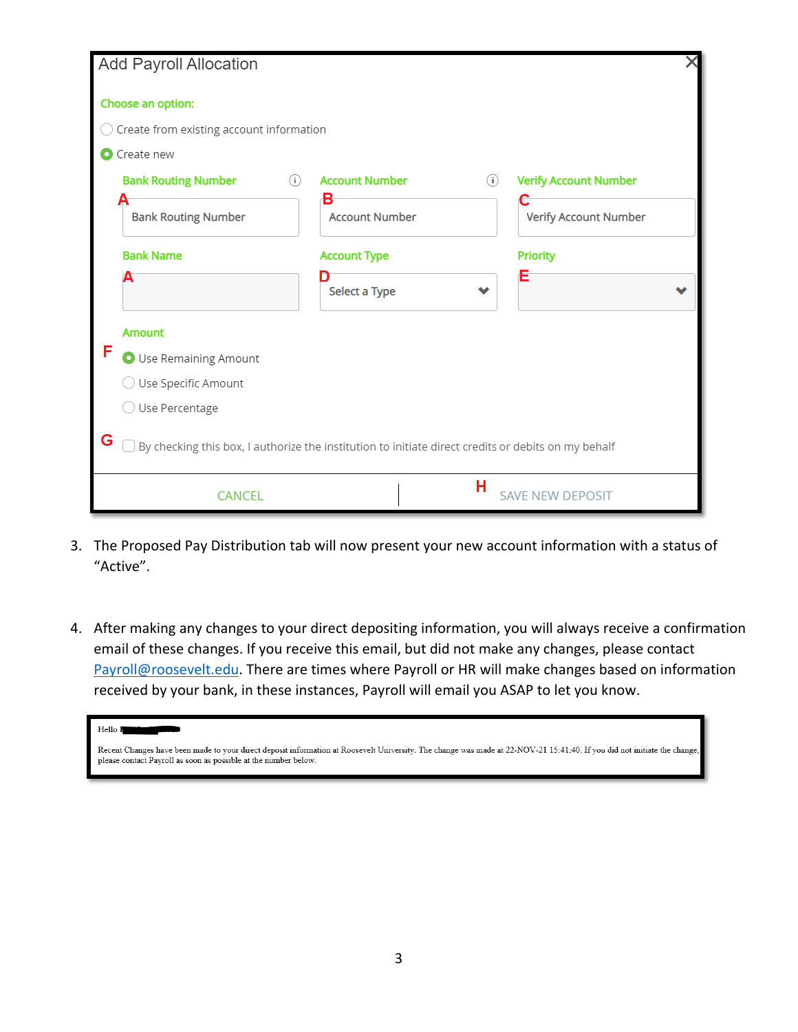Add Payroll Allocation

Choose an option:

- Create from existing account information
- Create new

| Bank Routing Number (A) | Account Number (B) | Verify Account Number (C) |
| --- | --- | --- |
| Bank Routing Number | Account Number | Verify Account Number |
| **Bank Name (A)** | **Account Type (D)** | **Priority (E)** |
| | Select a Type | |

Amount (F)

- Use Remaining Amount
- Use Specific Amount
- Use Percentage

G ☐ By checking this box, I authorize the institution to initiate direct credits or debits on my behalf

CANCEL | H SAVE NEW DEPOSIT

3. The Proposed Pay Distribution tab will now present your new account information with a status of "Active".

4. After making any changes to your direct depositing information, you will always receive a confirmation email of these changes. If you receive this email, but did not make any changes, please contact Payroll@roosevelt.edu. There are times where Payroll or HR will make changes based on information received by your bank, in these instances, Payroll will email you ASAP to let you know.

> Hello
>
> Recent Changes have been made to your direct deposit information at Roosevelt University. The change was made at 22-NOV-21 15:41:40. If you did not initiate the change, please contact Payroll as soon as possible at the number below.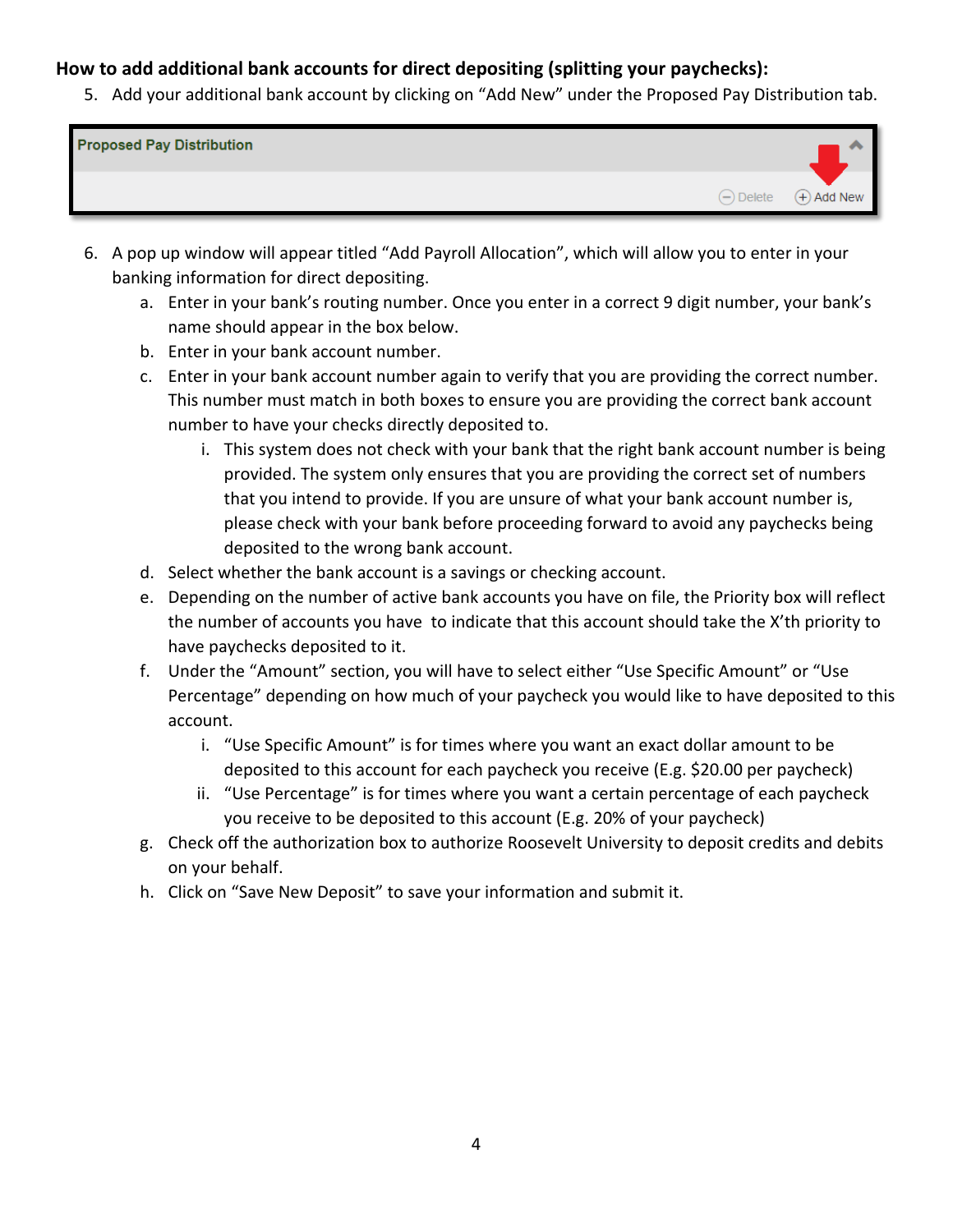**How to add additional bank accounts for direct depositing (splitting your paychecks):**

5. Add your additional bank account by clicking on "Add New" under the Proposed Pay Distribution tab.

6. A pop up window will appear titled "Add Payroll Allocation", which will allow you to enter in your banking information for direct depositing.
   a. Enter in your bank's routing number. Once you enter in a correct 9 digit number, your bank's name should appear in the box below.
   b. Enter in your bank account number.
   c. Enter in your bank account number again to verify that you are providing the correct number. This number must match in both boxes to ensure you are providing the correct bank account number to have your checks directly deposited to.
      i. This system does not check with your bank that the right bank account number is being provided. The system only ensures that you are providing the correct set of numbers that you intend to provide. If you are unsure of what your bank account number is, please check with your bank before proceeding forward to avoid any paychecks being deposited to the wrong bank account.
   d. Select whether the bank account is a savings or checking account.
   e. Depending on the number of active bank accounts you have on file, the Priority box will reflect the number of accounts you have to indicate that this account should take the X'th priority to have paychecks deposited to it.
   f. Under the "Amount" section, you will have to select either "Use Specific Amount" or "Use Percentage" depending on how much of your paycheck you would like to have deposited to this account.
      i. "Use Specific Amount" is for times where you want an exact dollar amount to be deposited to this account for each paycheck you receive (E.g. $20.00 per paycheck)
      ii. "Use Percentage" is for times where you want a certain percentage of each paycheck you receive to be deposited to this account (E.g. 20% of your paycheck)
   g. Check off the authorization box to authorize Roosevelt University to deposit credits and debits on your behalf.
   h. Click on "Save New Deposit" to save your information and submit it.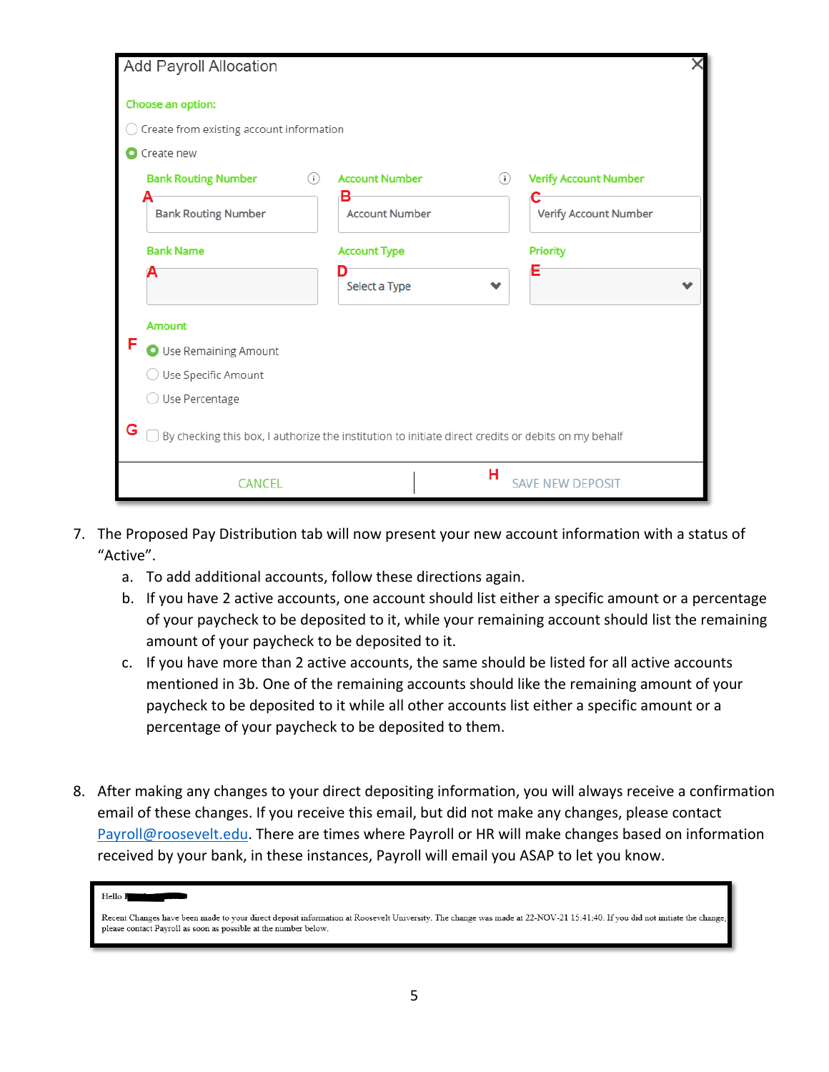Add Payroll Allocation

Choose an option:

- Create from existing account information
- Create new

| Bank Routing Number | Account Number | Verify Account Number |
|---|---|---|
| A Bank Routing Number | B Account Number | C Verify Account Number |

| Bank Name | Account Type | Priority |
|---|---|---|
| A | D Select a Type | E |

Amount

F
- Use Remaining Amount
- Use Specific Amount
- Use Percentage

G ☐ By checking this box, I authorize the institution to initiate direct credits or debits on my behalf

CANCEL | H SAVE NEW DEPOSIT

7. The Proposed Pay Distribution tab will now present your new account information with a status of "Active".
   a. To add additional accounts, follow these directions again.
   b. If you have 2 active accounts, one account should list either a specific amount or a percentage of your paycheck to be deposited to it, while your remaining account should list the remaining amount of your paycheck to be deposited to it.
   c. If you have more than 2 active accounts, the same should be listed for all active accounts mentioned in 3b. One of the remaining accounts should like the remaining amount of your paycheck to be deposited to it while all other accounts list either a specific amount or a percentage of your paycheck to be deposited to them.

8. After making any changes to your direct depositing information, you will always receive a confirmation email of these changes. If you receive this email, but did not make any changes, please contact Payroll@roosevelt.edu. There are times where Payroll or HR will make changes based on information received by your bank, in these instances, Payroll will email you ASAP to let you know.

Hello

Recent Changes have been made to your direct deposit information at Roosevelt University. The change was made at 22-NOV-21 15:41:40. If you did not initiate the change, please contact Payroll as soon as possible at the number below.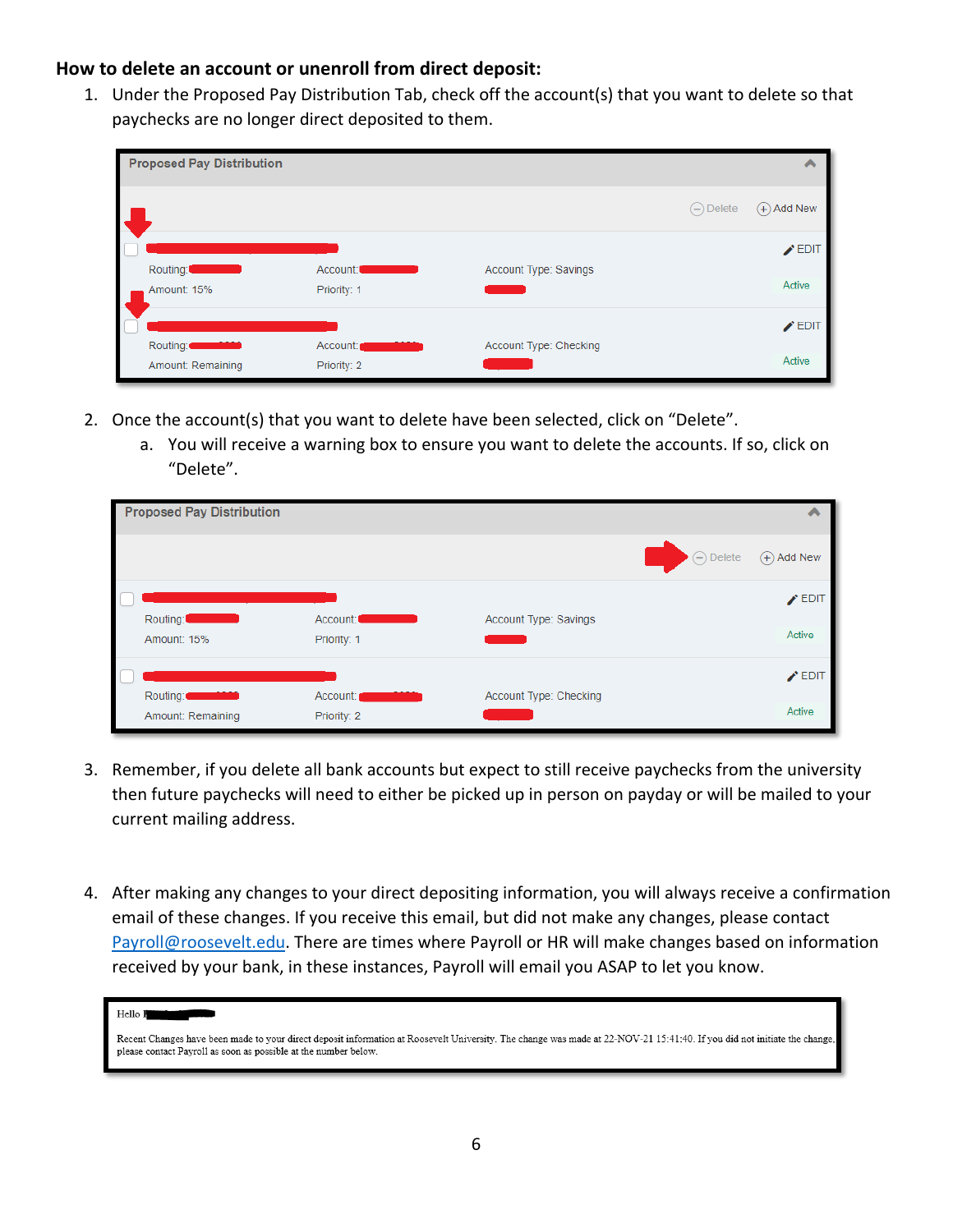**How to delete an account or unenroll from direct deposit:**

1. Under the Proposed Pay Distribution Tab, check off the account(s) that you want to delete so that paychecks are no longer direct deposited to them.

Proposed Pay Distribution

Delete Add New

EDIT
Routing: Account: Account Type: Savings
Amount: 15% Priority: 1
Active

EDIT
Routing: Account: Account Type: Checking
Amount: Remaining Priority: 2
Active

2. Once the account(s) that you want to delete have been selected, click on "Delete".
   a. You will receive a warning box to ensure you want to delete the accounts. If so, click on "Delete".

Proposed Pay Distribution

Delete Add New

EDIT
Routing: Account: Account Type: Savings
Amount: 15% Priority: 1
Active

EDIT
Routing: Account: Account Type: Checking
Amount: Remaining Priority: 2
Active

3. Remember, if you delete all bank accounts but expect to still receive paychecks from the university then future paychecks will need to either be picked up in person on payday or will be mailed to your current mailing address.

4. After making any changes to your direct depositing information, you will always receive a confirmation email of these changes. If you receive this email, but did not make any changes, please contact Payroll@roosevelt.edu. There are times where Payroll or HR will make changes based on information received by your bank, in these instances, Payroll will email you ASAP to let you know.

Hello

Recent Changes have been made to your direct deposit information at Roosevelt University. The change was made at 22-NOV-21 15:41:40. If you did not initiate the change, please contact Payroll as soon as possible at the number below.